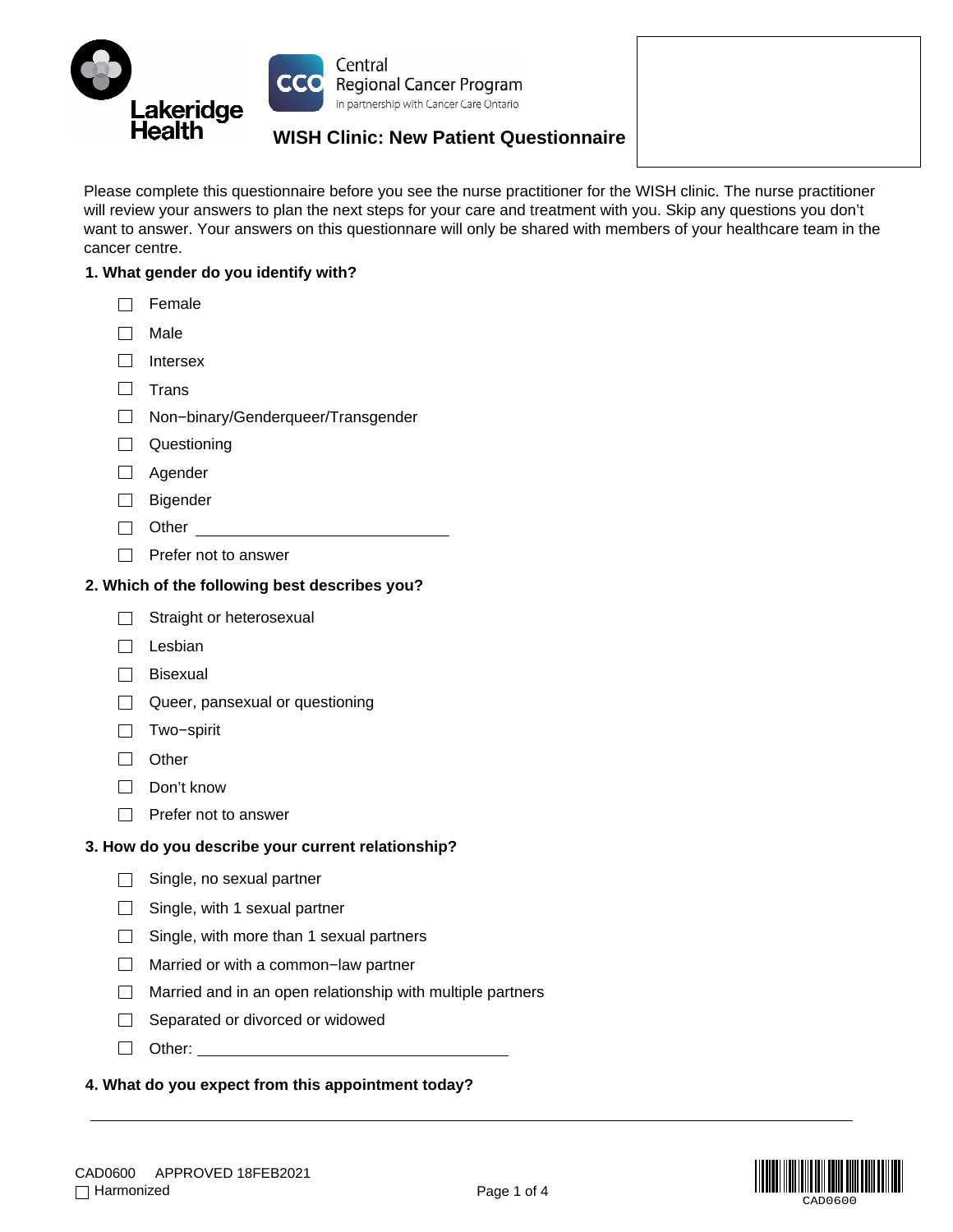Lakeridge Health

Central Regional Cancer Program in partnership with Cancer Care Ontario

# WISH Clinic: New Patient Questionnaire

Please complete this questionnaire before you see the nurse practitioner for the WISH clinic. The nurse practitioner will review your answers to plan the next steps for your care and treatment with you. Skip any questions you don't want to answer. Your answers on this questionnare will only be shared with members of your healthcare team in the cancer centre.

**1. What gender do you identify with?**

- ☐ Female
- ☐ Male
- ☐ Intersex
- ☐ Trans
- ☐ Non−binary/Genderqueer/Transgender
- ☐ Questioning
- ☐ Agender
- ☐ Bigender
- ☐ Other ______________________
- ☐ Prefer not to answer

**2. Which of the following best describes you?**

- ☐ Straight or heterosexual
- ☐ Lesbian
- ☐ Bisexual
- ☐ Queer, pansexual or questioning
- ☐ Two−spirit
- ☐ Other
- ☐ Don't know
- ☐ Prefer not to answer

**3. How do you describe your current relationship?**

- ☐ Single, no sexual partner
- ☐ Single, with 1 sexual partner
- ☐ Single, with more than 1 sexual partners
- ☐ Married or with a common−law partner
- ☐ Married and in an open relationship with multiple partners
- ☐ Separated or divorced or widowed
- ☐ Other: ______________________

**4. What do you expect from this appointment today?**

______________________________________________________________________

CAD0600 APPROVED 18FEB2021

☐ Harmonized

CAD0600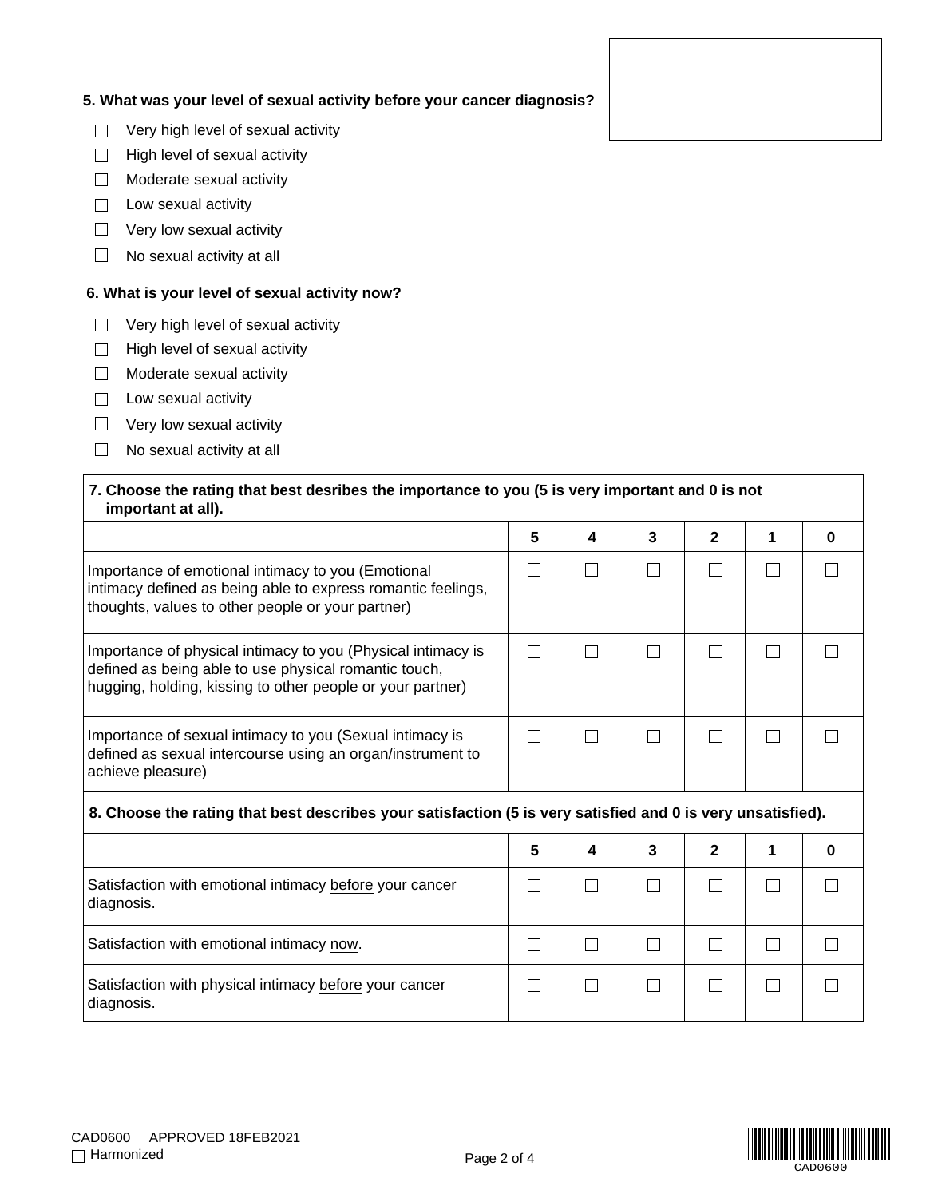**5. What was your level of sexual activity before your cancer diagnosis?**

- ☐ Very high level of sexual activity
- ☐ High level of sexual activity
- ☐ Moderate sexual activity
- ☐ Low sexual activity
- ☐ Very low sexual activity
- ☐ No sexual activity at all

**6. What is your level of sexual activity now?**

- ☐ Very high level of sexual activity
- ☐ High level of sexual activity
- ☐ Moderate sexual activity
- ☐ Low sexual activity
- ☐ Very low sexual activity
- ☐ No sexual activity at all

**7. Choose the rating that best desribes the importance to you (5 is very important and 0 is not important at all).**

| | 5 | 4 | 3 | 2 | 1 | 0 |
|---|---|---|---|---|---|---|
| Importance of emotional intimacy to you (Emotional intimacy defined as being able to express romantic feelings, thoughts, values to other people or your partner) | ☐ | ☐ | ☐ | ☐ | ☐ | ☐ |
| Importance of physical intimacy to you (Physical intimacy is defined as being able to use physical romantic touch, hugging, holding, kissing to other people or your partner) | ☐ | ☐ | ☐ | ☐ | ☐ | ☐ |
| Importance of sexual intimacy to you (Sexual intimacy is defined as sexual intercourse using an organ/instrument to achieve pleasure) | ☐ | ☐ | ☐ | ☐ | ☐ | ☐ |

**8. Choose the rating that best describes your satisfaction (5 is very satisfied and 0 is very unsatisfied).**

| | 5 | 4 | 3 | 2 | 1 | 0 |
|---|---|---|---|---|---|---|
| Satisfaction with emotional intimacy before your cancer diagnosis. | ☐ | ☐ | ☐ | ☐ | ☐ | ☐ |
| Satisfaction with emotional intimacy now. | ☐ | ☐ | ☐ | ☐ | ☐ | ☐ |
| Satisfaction with physical intimacy before your cancer diagnosis. | ☐ | ☐ | ☐ | ☐ | ☐ | ☐ |

CAD0600 APPROVED 18FEB2021
☐ Harmonized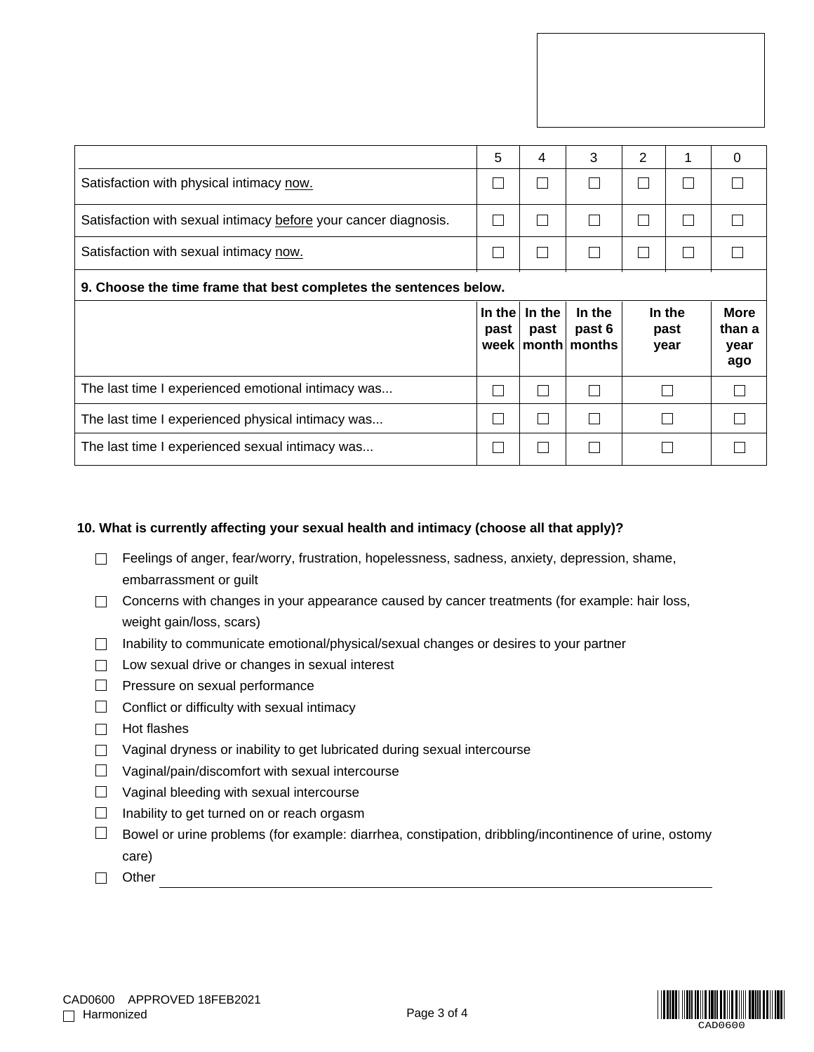| | 5 | 4 | 3 | 2 | 1 | 0 |
|---|---|---|---|---|---|---|
| Satisfaction with physical intimacy now. | ☐ | ☐ | ☐ | ☐ | ☐ | ☐ |
| Satisfaction with sexual intimacy before your cancer diagnosis. | ☐ | ☐ | ☐ | ☐ | ☐ | ☐ |
| Satisfaction with sexual intimacy now. | ☐ | ☐ | ☐ | ☐ | ☐ | ☐ |

**9. Choose the time frame that best completes the sentences below.**

| | In the past week | In the past month | In the past 6 months | In the past year | More than a year ago |
|---|---|---|---|---|---|
| The last time I experienced emotional intimacy was... | ☐ | ☐ | ☐ | ☐ | ☐ |
| The last time I experienced physical intimacy was... | ☐ | ☐ | ☐ | ☐ | ☐ |
| The last time I experienced sexual intimacy was... | ☐ | ☐ | ☐ | ☐ | ☐ |

**10. What is currently affecting your sexual health and intimacy (choose all that apply)?**

- ☐ Feelings of anger, fear/worry, frustration, hopelessness, sadness, anxiety, depression, shame, embarrassment or guilt
- ☐ Concerns with changes in your appearance caused by cancer treatments (for example: hair loss, weight gain/loss, scars)
- ☐ Inability to communicate emotional/physical/sexual changes or desires to your partner
- ☐ Low sexual drive or changes in sexual interest
- ☐ Pressure on sexual performance
- ☐ Conflict or difficulty with sexual intimacy
- ☐ Hot flashes
- ☐ Vaginal dryness or inability to get lubricated during sexual intercourse
- ☐ Vaginal/pain/discomfort with sexual intercourse
- ☐ Vaginal bleeding with sexual intercourse
- ☐ Inability to get turned on or reach orgasm
- ☐ Bowel or urine problems (for example: diarrhea, constipation, dribbling/incontinence of urine, ostomy care)
- ☐ Other \_\_\_\_\_\_\_\_\_\_\_\_\_\_\_\_\_\_\_\_\_\_\_\_\_\_\_\_\_\_\_\_\_\_\_\_\_\_\_\_

CAD0600 APPROVED 18FEB2021

☐ Harmonized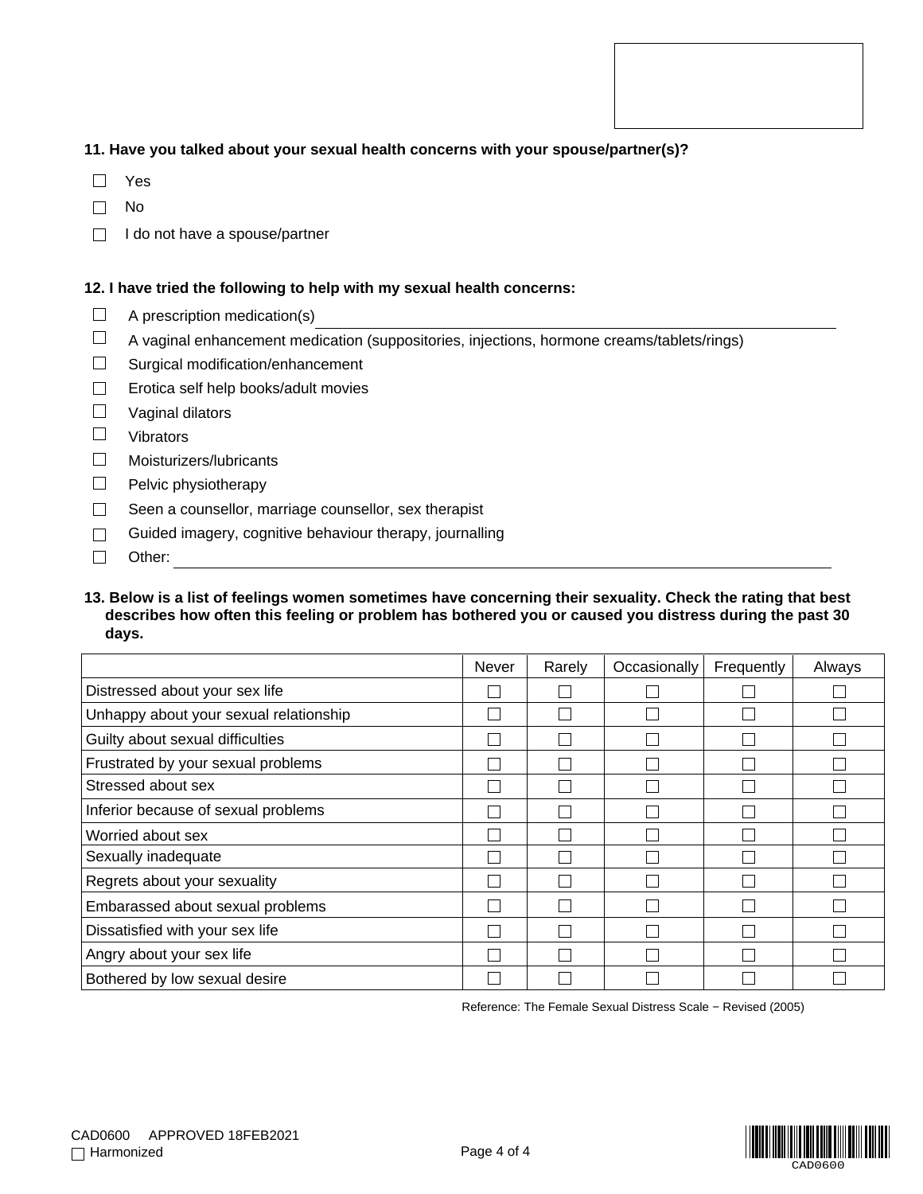**11. Have you talked about your sexual health concerns with your spouse/partner(s)?**

- ☐ Yes
- ☐ No
- ☐ I do not have a spouse/partner

**12. I have tried the following to help with my sexual health concerns:**

- ☐ A prescription medication(s) ______________________________
- ☐ A vaginal enhancement medication (suppositories, injections, hormone creams/tablets/rings)
- ☐ Surgical modification/enhancement
- ☐ Erotica self help books/adult movies
- ☐ Vaginal dilators
- ☐ Vibrators
- ☐ Moisturizers/lubricants
- ☐ Pelvic physiotherapy
- ☐ Seen a counsellor, marriage counsellor, sex therapist
- ☐ Guided imagery, cognitive behaviour therapy, journalling
- ☐ Other: ______________________________

**13. Below is a list of feelings women sometimes have concerning their sexuality. Check the rating that best describes how often this feeling or problem has bothered you or caused you distress during the past 30 days.**

| | Never | Rarely | Occasionally | Frequently | Always |
|---|---|---|---|---|---|
| Distressed about your sex life | ☐ | ☐ | ☐ | ☐ | ☐ |
| Unhappy about your sexual relationship | ☐ | ☐ | ☐ | ☐ | ☐ |
| Guilty about sexual difficulties | ☐ | ☐ | ☐ | ☐ | ☐ |
| Frustrated by your sexual problems | ☐ | ☐ | ☐ | ☐ | ☐ |
| Stressed about sex | ☐ | ☐ | ☐ | ☐ | ☐ |
| Inferior because of sexual problems | ☐ | ☐ | ☐ | ☐ | ☐ |
| Worried about sex | ☐ | ☐ | ☐ | ☐ | ☐ |
| Sexually inadequate | ☐ | ☐ | ☐ | ☐ | ☐ |
| Regrets about your sexuality | ☐ | ☐ | ☐ | ☐ | ☐ |
| Embarassed about sexual problems | ☐ | ☐ | ☐ | ☐ | ☐ |
| Dissatisfied with your sex life | ☐ | ☐ | ☐ | ☐ | ☐ |
| Angry about your sex life | ☐ | ☐ | ☐ | ☐ | ☐ |
| Bothered by low sexual desire | ☐ | ☐ | ☐ | ☐ | ☐ |

Reference: The Female Sexual Distress Scale − Revised (2005)

CAD0600 APPROVED 18FEB2021

☐ Harmonized